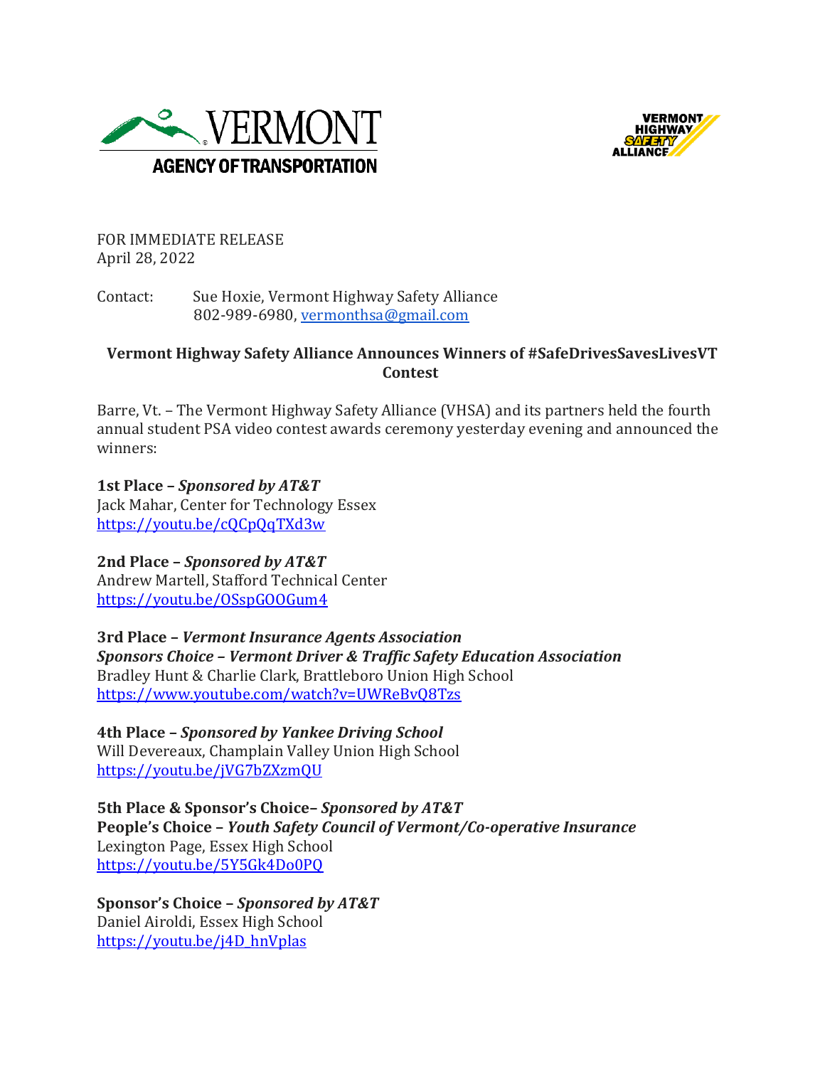FOR IMMEDIATE RELEASE
April 28, 2022

Contact: Sue Hoxie, Vermont Highway Safety Alliance
802-989-6980, vermonthsa@gmail.com

## Vermont Highway Safety Alliance Announces Winners of #SafeDrivesSavesLivesVT Contest

Barre, Vt. – The Vermont Highway Safety Alliance (VHSA) and its partners held the fourth annual student PSA video contest awards ceremony yesterday evening and announced the winners:

**1st Place – *Sponsored by AT&T***
Jack Mahar, Center for Technology Essex
https://youtu.be/cQCpQqTXd3w

**2nd Place – *Sponsored by AT&T***
Andrew Martell, Stafford Technical Center
https://youtu.be/OSspGOOGum4

**3rd Place – *Vermont Insurance Agents Association***
***Sponsors Choice – Vermont Driver & Traffic Safety Education Association***
Bradley Hunt & Charlie Clark, Brattleboro Union High School
https://www.youtube.com/watch?v=UWReBvQ8Tzs

**4th Place – *Sponsored by Yankee Driving School***
Will Devereaux, Champlain Valley Union High School
https://youtu.be/jVG7bZXzmQU

**5th Place & Sponsor's Choice– *Sponsored by AT&T***
**People's Choice – *Youth Safety Council of Vermont/Co-operative Insurance***
Lexington Page, Essex High School
https://youtu.be/5Y5Gk4Do0PQ

**Sponsor's Choice – *Sponsored by AT&T***
Daniel Airoldi, Essex High School
https://youtu.be/j4D_hnVplas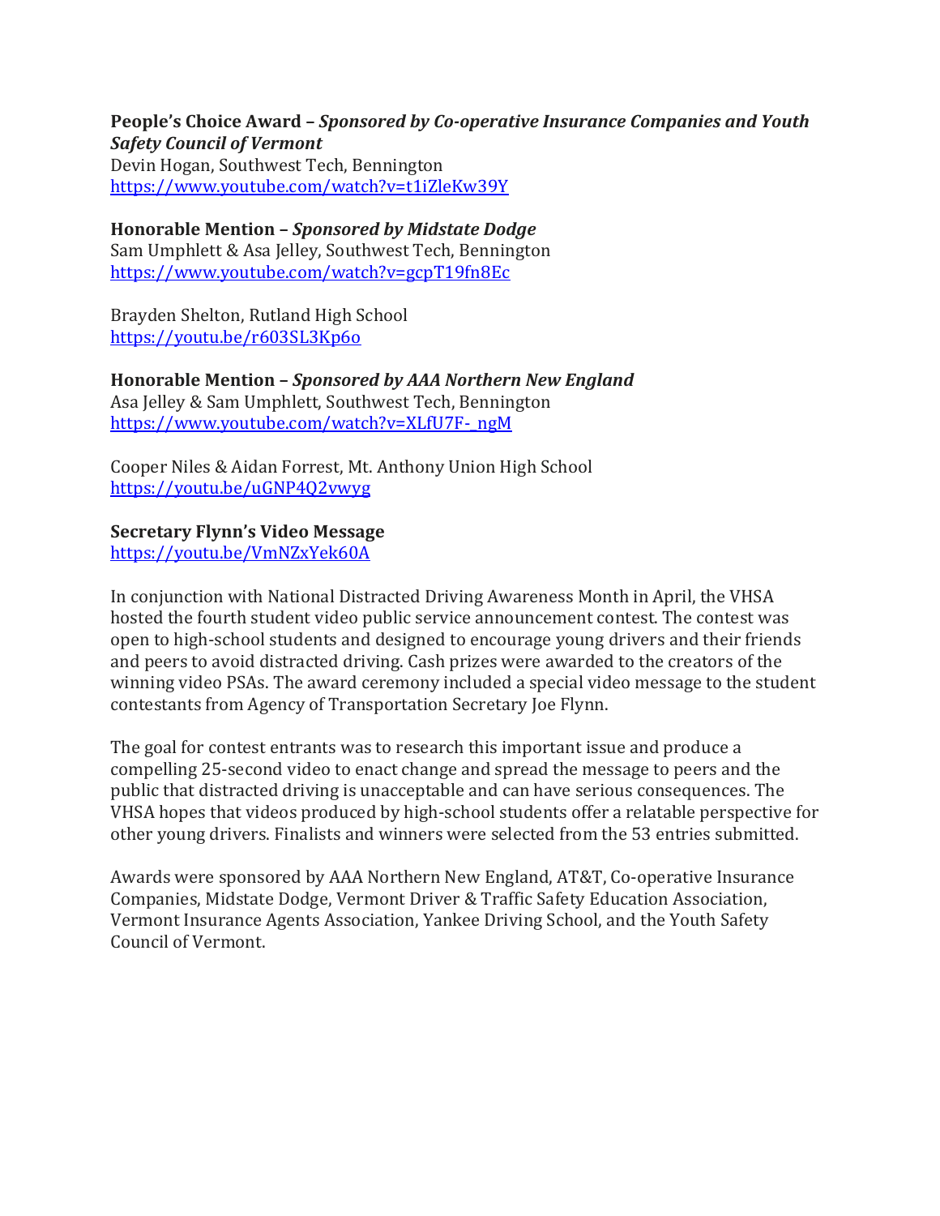**People's Choice Award – *Sponsored by Co-operative Insurance Companies and Youth Safety Council of Vermont***
Devin Hogan, Southwest Tech, Bennington
https://www.youtube.com/watch?v=t1iZleKw39Y

**Honorable Mention – *Sponsored by Midstate Dodge***
Sam Umphlett & Asa Jelley, Southwest Tech, Bennington
https://www.youtube.com/watch?v=gcpT19fn8Ec

Brayden Shelton, Rutland High School
https://youtu.be/r603SL3Kp6o

**Honorable Mention – *Sponsored by AAA Northern New England***
Asa Jelley & Sam Umphlett, Southwest Tech, Bennington
https://www.youtube.com/watch?v=XLfU7F-_ngM

Cooper Niles & Aidan Forrest, Mt. Anthony Union High School
https://youtu.be/uGNP4Q2vwyg

**Secretary Flynn's Video Message**
https://youtu.be/VmNZxYek60A

In conjunction with National Distracted Driving Awareness Month in April, the VHSA hosted the fourth student video public service announcement contest. The contest was open to high-school students and designed to encourage young drivers and their friends and peers to avoid distracted driving. Cash prizes were awarded to the creators of the winning video PSAs. The award ceremony included a special video message to the student contestants from Agency of Transportation Secretary Joe Flynn.

The goal for contest entrants was to research this important issue and produce a compelling 25-second video to enact change and spread the message to peers and the public that distracted driving is unacceptable and can have serious consequences. The VHSA hopes that videos produced by high-school students offer a relatable perspective for other young drivers. Finalists and winners were selected from the 53 entries submitted.

Awards were sponsored by AAA Northern New England, AT&T, Co-operative Insurance Companies, Midstate Dodge, Vermont Driver & Traffic Safety Education Association, Vermont Insurance Agents Association, Yankee Driving School, and the Youth Safety Council of Vermont.